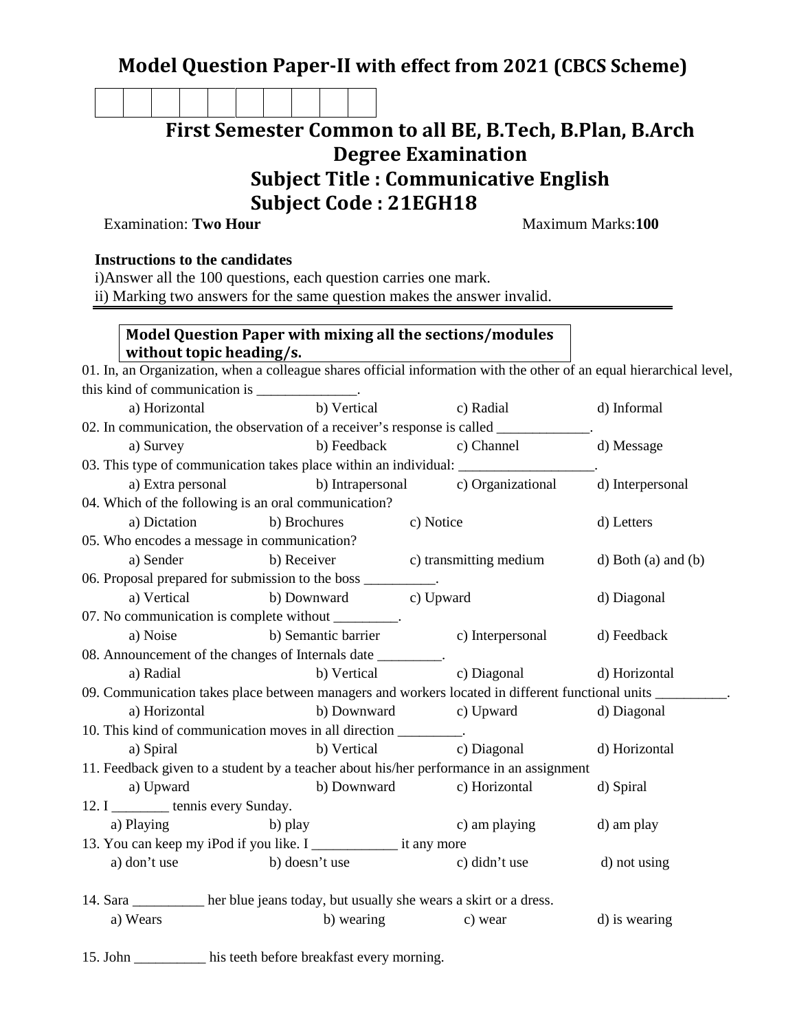# Model Question Paper-II with effect from 2021 (CBCS Scheme)

| | | | | | | | | | |
|---|---|---|---|---|---|---|---|---|---|
| | | | | | | | | | |

## First Semester Common to all BE, B.Tech, B.Plan, B.Arch Degree Examination

## Subject Title : Communicative English

## Subject Code : 21EGH18

Examination: **Two Hour** Maximum Marks:**100**

**Instructions to the candidates**

i)Answer all the 100 questions, each question carries one mark.

ii) Marking two answers for the same question makes the answer invalid.

---

**Model Question Paper with mixing all the sections/modules without topic heading/s.**

01. In, an Organization, when a colleague shares official information with the other of an equal hierarchical level, this kind of communication is ______________.
    a) Horizontal b) Vertical c) Radial d) Informal

02. In communication, the observation of a receiver's response is called _____________.
    a) Survey b) Feedback c) Channel d) Message

03. This type of communication takes place within an individual: ___________________.
    a) Extra personal b) Intrapersonal c) Organizational d) Interpersonal

04. Which of the following is an oral communication?
    a) Dictation b) Brochures c) Notice d) Letters

05. Who encodes a message in communication?
    a) Sender b) Receiver c) transmitting medium d) Both (a) and (b)

06. Proposal prepared for submission to the boss __________.
    a) Vertical b) Downward c) Upward d) Diagonal

07. No communication is complete without _________.
    a) Noise b) Semantic barrier c) Interpersonal d) Feedback

08. Announcement of the changes of Internals date _________.
    a) Radial b) Vertical c) Diagonal d) Horizontal

09. Communication takes place between managers and workers located in different functional units __________.
    a) Horizontal b) Downward c) Upward d) Diagonal

10. This kind of communication moves in all direction _________.
    a) Spiral b) Vertical c) Diagonal d) Horizontal

11. Feedback given to a student by a teacher about his/her performance in an assignment
    a) Upward b) Downward c) Horizontal d) Spiral

12. I ________ tennis every Sunday.
    a) Playing b) play c) am playing d) am play

13. You can keep my iPod if you like. I ____________ it any more
    a) don't use b) doesn't use c) didn't use d) not using

14. Sara __________ her blue jeans today, but usually she wears a skirt or a dress.
    a) Wears b) wearing c) wear d) is wearing

15. John __________ his teeth before breakfast every morning.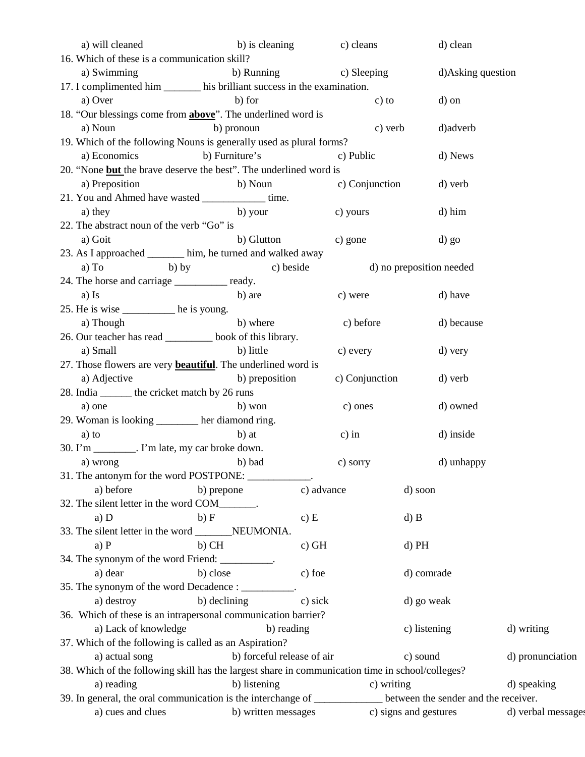a) will cleaned b) is cleaning c) cleans d) clean

16. Which of these is a communication skill?
    a) Swimming b) Running c) Sleeping d)Asking question
17. I complimented him _______ his brilliant success in the examination.
    a) Over b) for c) to d) on
18. "Our blessings come from **above**". The underlined word is
    a) Noun b) pronoun c) verb d)adverb
19. Which of the following Nouns is generally used as plural forms?
    a) Economics b) Furniture's c) Public d) News
20. "None **but** the brave deserve the best". The underlined word is
    a) Preposition b) Noun c) Conjunction d) verb
21. You and Ahmed have wasted ____________ time.
    a) they b) your c) yours d) him
22. The abstract noun of the verb "Go" is
    a) Goit b) Glutton c) gone d) go
23. As I approached _______ him, he turned and walked away
    a) To b) by c) beside d) no preposition needed
24. The horse and carriage __________ ready.
    a) Is b) are c) were d) have
25. He is wise __________ he is young.
    a) Though b) where c) before d) because
26. Our teacher has read _________ book of this library.
    a) Small b) little c) every d) very
27. Those flowers are very **beautiful**. The underlined word is
    a) Adjective b) preposition c) Conjunction d) verb
28. India ______ the cricket match by 26 runs
    a) one b) won c) ones d) owned
29. Woman is looking ________ her diamond ring.
    a) to b) at c) in d) inside
30. I'm ________. I'm late, my car broke down.
    a) wrong b) bad c) sorry d) unhappy
31. The antonym for the word POSTPONE: ____________.
    a) before b) prepone c) advance d) soon
32. The silent letter in the word COM_______.
    a) D b) F c) E d) B
33. The silent letter in the word _______NEUMONIA.
    a) P b) CH c) GH d) PH
34. The synonym of the word Friend: __________.
    a) dear b) close c) foe d) comrade
35. The synonym of the word Decadence : __________.
    a) destroy b) declining c) sick d) go weak
36. Which of these is an intrapersonal communication barrier?
    a) Lack of knowledge b) reading c) listening d) writing
37. Which of the following is called as an Aspiration?
    a) actual song b) forceful release of air c) sound d) pronunciation
38. Which of the following skill has the largest share in communication time in school/colleges?
    a) reading b) listening c) writing d) speaking
39. In general, the oral communication is the interchange of _____________ between the sender and the receiver.
    a) cues and clues b) written messages c) signs and gestures d) verbal messages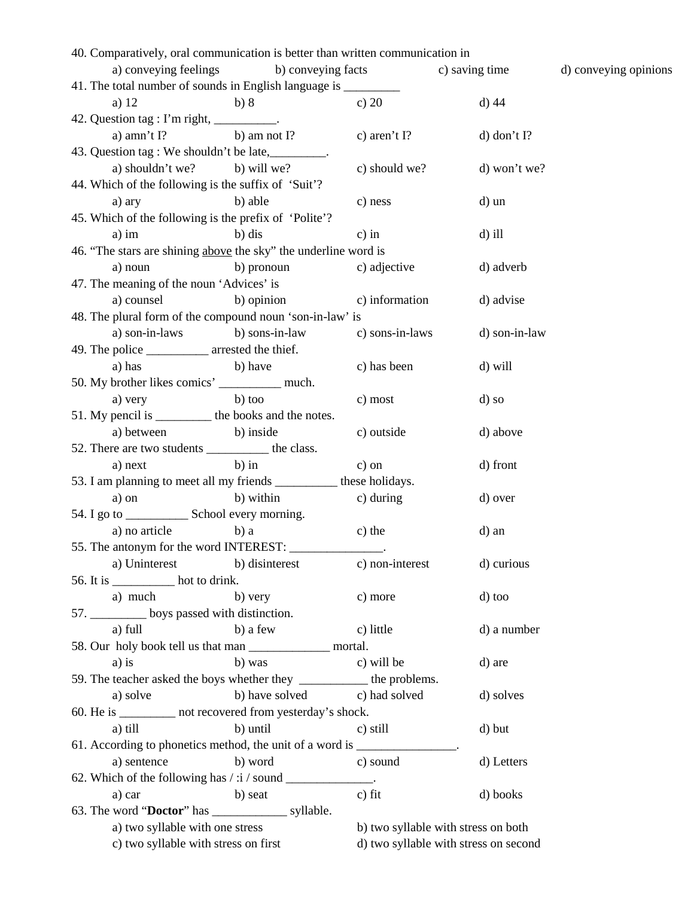40. Comparatively, oral communication is better than written communication in

a) conveying feelings  b) conveying facts  c) saving time  d) conveying opinions

41. The total number of sounds in English language is _________

a) 12  b) 8  c) 20  d) 44

42. Question tag : I'm right, __________.

a) amn't I?  b) am not I?  c) aren't I?  d) don't I?

43. Question tag : We shouldn't be late,_________.

a) shouldn't we?  b) will we?  c) should we?  d) won't we?

44. Which of the following is the suffix of 'Suit'?

a) ary  b) able  c) ness  d) un

45. Which of the following is the prefix of 'Polite'?

a) im  b) dis  c) in  d) ill

46. "The stars are shining <u>above</u> the sky" the underline word is

a) noun  b) pronoun  c) adjective  d) adverb

47. The meaning of the noun 'Advices' is

a) counsel  b) opinion  c) information  d) advise

48. The plural form of the compound noun 'son-in-law' is

a) son-in-laws  b) sons-in-law  c) sons-in-laws  d) son-in-law

49. The police __________ arrested the thief.

a) has  b) have  c) has been  d) will

50. My brother likes comics' __________ much.

a) very  b) too  c) most  d) so

51. My pencil is _________ the books and the notes.

a) between  b) inside  c) outside  d) above

52. There are two students __________ the class.

a) next  b) in  c) on  d) front

53. I am planning to meet all my friends __________ these holidays.

a) on  b) within  c) during  d) over

54. I go to __________ School every morning.

a) no article  b) a  c) the  d) an

55. The antonym for the word INTEREST: _______________.

a) Uninterest  b) disinterest  c) non-interest  d) curious

56. It is __________ hot to drink.

a) much  b) very  c) more  d) too

57. _________ boys passed with distinction.

a) full  b) a few  c) little  d) a number

58. Our holy book tell us that man _____________ mortal.

a) is  b) was  c) will be  d) are

59. The teacher asked the boys whether they ___________ the problems.

a) solve  b) have solved  c) had solved  d) solves

60. He is _________ not recovered from yesterday's shock.

a) till  b) until  c) still  d) but

61. According to phonetics method, the unit of a word is ________________.

a) sentence  b) word  c) sound  d) Letters

62. Which of the following has / :i / sound ______________.

a) car  b) seat  c) fit  d) books

63. The word "**Doctor**" has ____________ syllable.

a) two syllable with one stress  b) two syllable with stress on both

c) two syllable with stress on first  d) two syllable with stress on second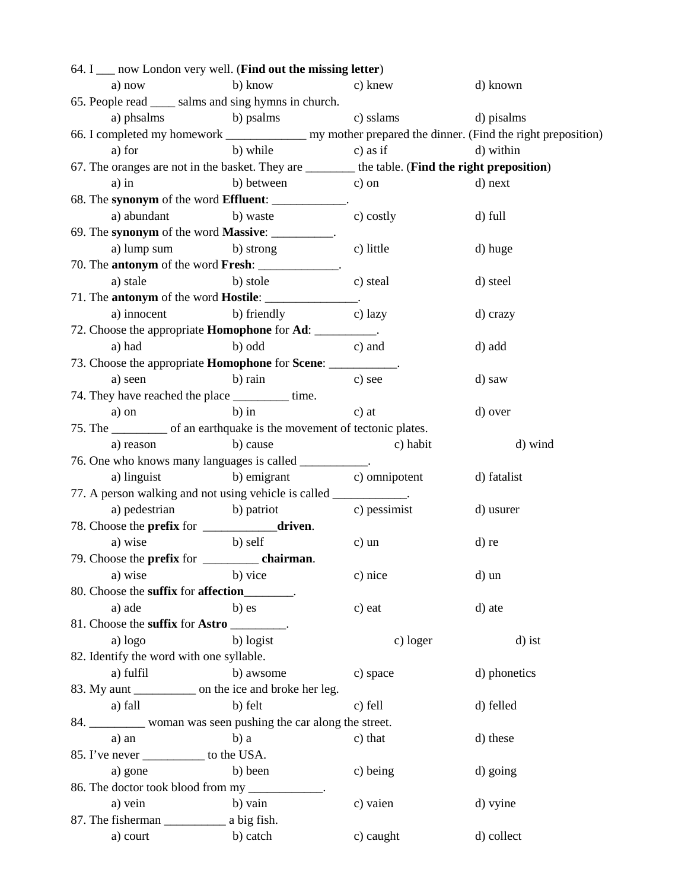64. I ___ now London very well. (**Find out the missing letter**)

a) now b) know c) knew d) known

65. People read ____ salms and sing hymns in church.

a) phsalms b) psalms c) sslams d) pisalms

66. I completed my homework _____________ my mother prepared the dinner. (Find the right preposition)

a) for b) while c) as if d) within

67. The oranges are not in the basket. They are ________ the table. (**Find the right preposition**)

a) in b) between c) on d) next

68. The **synonym** of the word **Effluent**: ____________.

a) abundant b) waste c) costly d) full

69. The **synonym** of the word **Massive**: __________.

a) lump sum b) strong c) little d) huge

70. The **antonym** of the word **Fresh**: _____________.

a) stale b) stole c) steal d) steel

71. The **antonym** of the word **Hostile**: _______________.

a) innocent b) friendly c) lazy d) crazy

72. Choose the appropriate **Homophone** for **Ad**: __________.

a) had b) odd c) and d) add

73. Choose the appropriate **Homophone** for **Scene**: ___________.

a) seen b) rain c) see d) saw

74. They have reached the place _________ time.

a) on b) in c) at d) over

75. The _________ of an earthquake is the movement of tectonic plates.

a) reason b) cause c) habit d) wind

76. One who knows many languages is called ___________.

a) linguist b) emigrant c) omnipotent d) fatalist

77. A person walking and not using vehicle is called ____________.

a) pedestrian b) patriot c) pessimist d) usurer

78. Choose the **prefix** for ____________**driven**.

a) wise b) self c) un d) re

79. Choose the **prefix** for _________ **chairman**.

a) wise b) vice c) nice d) un

80. Choose the **suffix** for **affection**________.

a) ade b) es c) eat d) ate

81. Choose the **suffix** for **Astro** _________.

a) logo b) logist c) loger d) ist

82. Identify the word with one syllable.

a) fulfil b) awsome c) space d) phonetics

83. My aunt __________ on the ice and broke her leg.

a) fall b) felt c) fell d) felled

84. _________ woman was seen pushing the car along the street.

a) an b) a c) that d) these

85. I've never __________ to the USA.

a) gone b) been c) being d) going

86. The doctor took blood from my ____________.

a) vein b) vain c) vaien d) vyine

87. The fisherman __________ a big fish.

a) court b) catch c) caught d) collect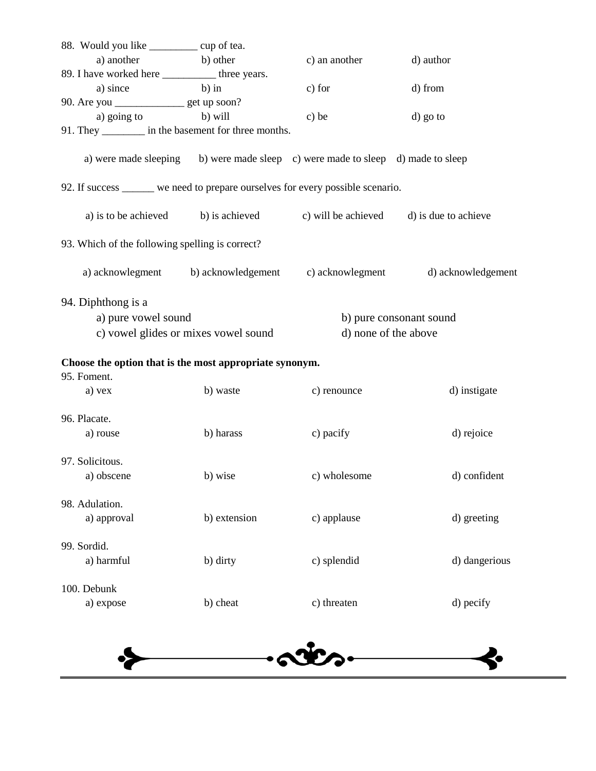88. Would you like _________ cup of tea.

a) another b) other c) an another d) author

89. I have worked here __________ three years.

a) since b) in c) for d) from

90. Are you _____________ get up soon?

a) going to b) will c) be d) go to

91. They ________ in the basement for three months.

a) were made sleeping b) were made sleep c) were made to sleep d) made to sleep

92. If success ______ we need to prepare ourselves for every possible scenario.

a) is to be achieved b) is achieved c) will be achieved d) is due to achieve

93. Which of the following spelling is correct?

a) acknowlegment b) acknowledgement c) acknowlegment d) acknowledgement

94. Diphthong is a

a) pure vowel sound b) pure consonant sound
c) vowel glides or mixes vowel sound d) none of the above

**Choose the option that is the most appropriate synonym.**

95. Foment.

a) vex b) waste c) renounce d) instigate

96. Placate.

a) rouse b) harass c) pacify d) rejoice

97. Solicitous.

a) obscene b) wise c) wholesome d) confident

98. Adulation.

a) approval b) extension c) applause d) greeting

99. Sordid.

a) harmful b) dirty c) splendid d) dangerious

100. Debunk

a) expose b) cheat c) threaten d) pecify